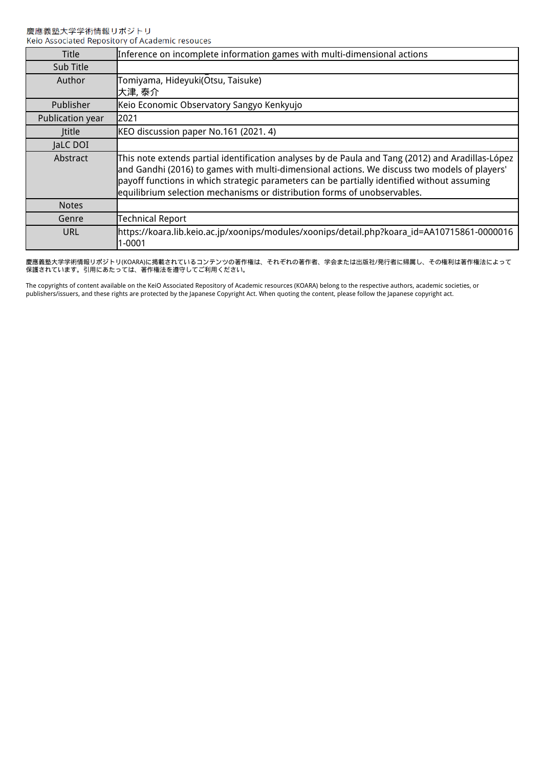慶應義塾大学学術情報リポジトリ
Keio Associated Repository of Academic resouces

| Title | Inference on incomplete information games with multi-dimensional actions |
| --- | --- |
| Sub Title | |
| Author | Tomiyama, Hideyuki(Ōtsu, Taisuke)<br>大津, 泰介 |
| Publisher | Keio Economic Observatory Sangyo Kenkyujo |
| Publication year | 2021 |
| Jtitle | KEO discussion paper No.161 (2021. 4) |
| JaLC DOI | |
| Abstract | This note extends partial identification analyses by de Paula and Tang (2012) and Aradillas-López and Gandhi (2016) to games with multi-dimensional actions. We discuss two models of players' payoff functions in which strategic parameters can be partially identified without assuming equilibrium selection mechanisms or distribution forms of unobservables. |
| Notes | |
| Genre | Technical Report |
| URL | https://koara.lib.keio.ac.jp/xoonips/modules/xoonips/detail.php?koara_id=AA10715861-00000161-0001 |

慶應義塾大学学術情報リポジトリ(KOARA)に掲載されているコンテンツの著作権は、それぞれの著作者、学会または出版社/発行者に帰属し、その権利は著作権法によって保護されています。引用にあたっては、著作権法を遵守してご利用ください。

The copyrights of content available on the KeiO Associated Repository of Academic resources (KOARA) belong to the respective authors, academic societies, or publishers/issuers, and these rights are protected by the Japanese Copyright Act. When quoting the content, please follow the Japanese copyright act.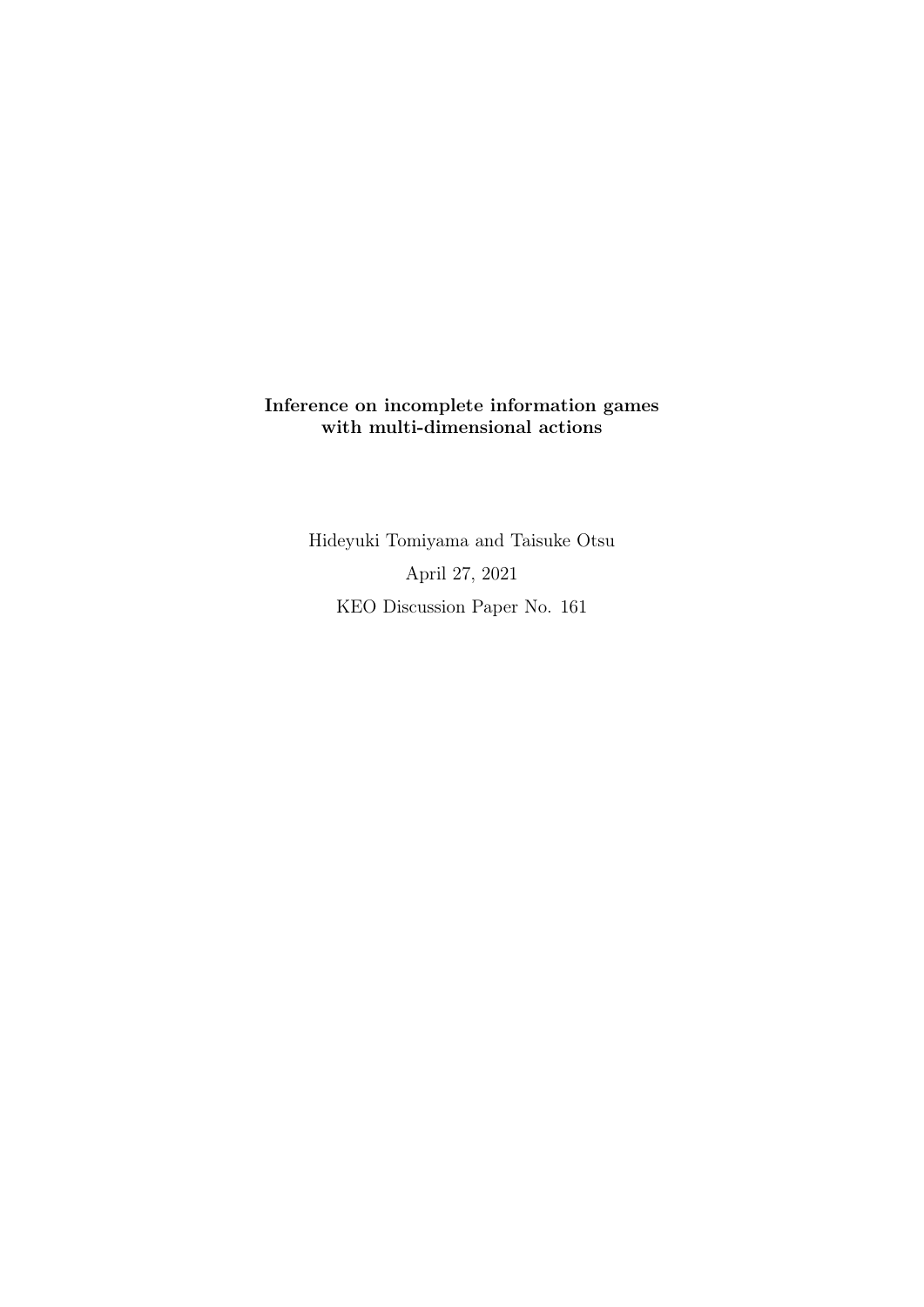**Inference on incomplete information games with multi-dimensional actions**

Hideyuki Tomiyama and Taisuke Otsu

April 27, 2021

KEO Discussion Paper No. 161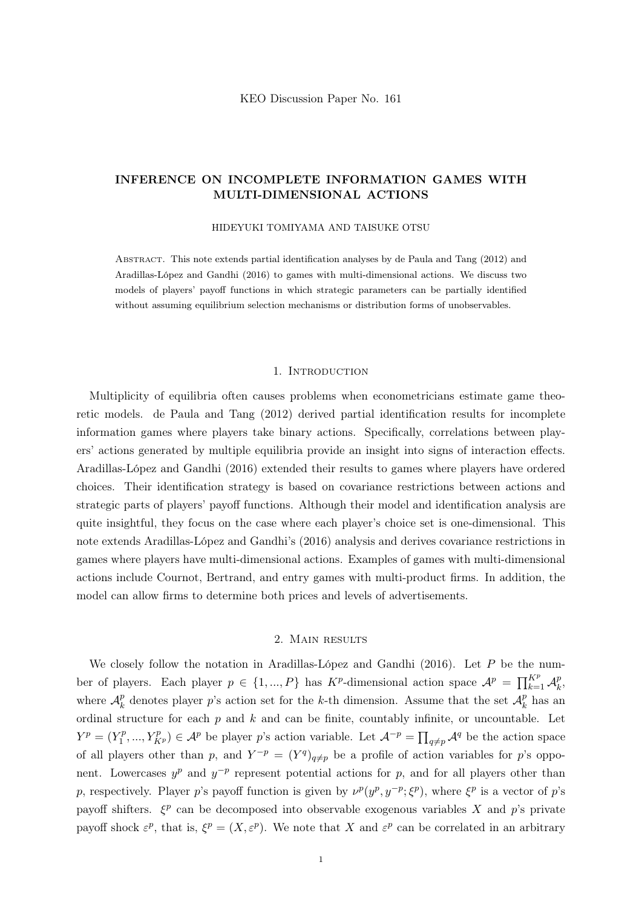KEO Discussion Paper No. 161

# INFERENCE ON INCOMPLETE INFORMATION GAMES WITH MULTI-DIMENSIONAL ACTIONS

HIDEYUKI TOMIYAMA AND TAISUKE OTSU

Abstract. This note extends partial identification analyses by de Paula and Tang (2012) and Aradillas-López and Gandhi (2016) to games with multi-dimensional actions. We discuss two models of players' payoff functions in which strategic parameters can be partially identified without assuming equilibrium selection mechanisms or distribution forms of unobservables.

## 1. Introduction

Multiplicity of equilibria often causes problems when econometricians estimate game theoretic models. de Paula and Tang (2012) derived partial identification results for incomplete information games where players take binary actions. Specifically, correlations between players' actions generated by multiple equilibria provide an insight into signs of interaction effects. Aradillas-López and Gandhi (2016) extended their results to games where players have ordered choices. Their identification strategy is based on covariance restrictions between actions and strategic parts of players' payoff functions. Although their model and identification analysis are quite insightful, they focus on the case where each player's choice set is one-dimensional. This note extends Aradillas-López and Gandhi's (2016) analysis and derives covariance restrictions in games where players have multi-dimensional actions. Examples of games with multi-dimensional actions include Cournot, Bertrand, and entry games with multi-product firms. In addition, the model can allow firms to determine both prices and levels of advertisements.

## 2. Main results

We closely follow the notation in Aradillas-López and Gandhi (2016). Let $P$ be the number of players. Each player $p \in \{1, ..., P\}$ has $K^p$-dimensional action space $\mathcal{A}^p = \prod_{k=1}^{K^p} \mathcal{A}_k^p$, where $\mathcal{A}_k^p$ denotes player $p$'s action set for the $k$-th dimension. Assume that the set $\mathcal{A}_k^p$ has an ordinal structure for each $p$ and $k$ and can be finite, countably infinite, or uncountable. Let $Y^p = (Y_1^p, ..., Y_{K^p}^p) \in \mathcal{A}^p$ be player $p$'s action variable. Let $\mathcal{A}^{-p} = \prod_{q \neq p} \mathcal{A}^q$ be the action space of all players other than $p$, and $Y^{-p} = (Y^q)_{q \neq p}$ be a profile of action variables for $p$'s opponent. Lowercases $y^p$ and $y^{-p}$ represent potential actions for $p$, and for all players other than $p$, respectively. Player $p$'s payoff function is given by $\nu^p(y^p, y^{-p}; \xi^p)$, where $\xi^p$ is a vector of $p$'s payoff shifters. $\xi^p$ can be decomposed into observable exogenous variables $X$ and $p$'s private payoff shock $\varepsilon^p$, that is, $\xi^p = (X, \varepsilon^p)$. We note that $X$ and $\varepsilon^p$ can be correlated in an arbitrary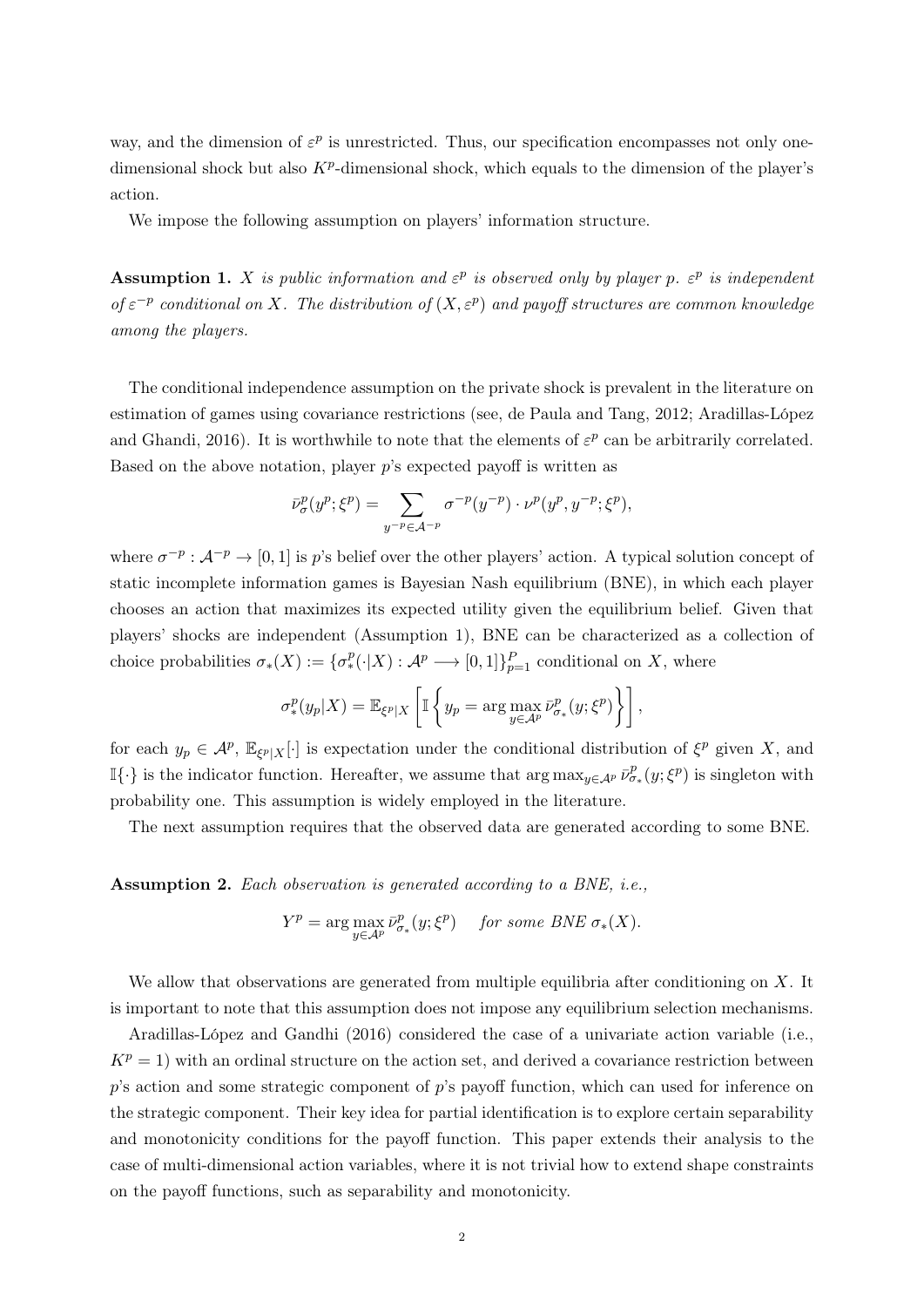way, and the dimension of $\varepsilon^p$ is unrestricted. Thus, our specification encompasses not only one-dimensional shock but also $K^p$-dimensional shock, which equals to the dimension of the player's action.

We impose the following assumption on players' information structure.

**Assumption 1.** *$X$ is public information and $\varepsilon^p$ is observed only by player $p$. $\varepsilon^p$ is independent of $\varepsilon^{-p}$ conditional on $X$. The distribution of $(X, \varepsilon^p)$ and payoff structures are common knowledge among the players.*

The conditional independence assumption on the private shock is prevalent in the literature on estimation of games using covariance restrictions (see, de Paula and Tang, 2012; Aradillas-López and Ghandi, 2016). It is worthwhile to note that the elements of $\varepsilon^p$ can be arbitrarily correlated. Based on the above notation, player $p$'s expected payoff is written as

$$\bar{\nu}^p_\sigma(y^p; \xi^p) = \sum_{y^{-p} \in \mathcal{A}^{-p}} \sigma^{-p}(y^{-p}) \cdot \nu^p(y^p, y^{-p}; \xi^p),$$

where $\sigma^{-p} : \mathcal{A}^{-p} \to [0, 1]$ is $p$'s belief over the other players' action. A typical solution concept of static incomplete information games is Bayesian Nash equilibrium (BNE), in which each player chooses an action that maximizes its expected utility given the equilibrium belief. Given that players' shocks are independent (Assumption 1), BNE can be characterized as a collection of choice probabilities $\sigma_*(X) := \{\sigma^p_*(\cdot|X) : \mathcal{A}^p \longrightarrow [0, 1]\}_{p=1}^P$ conditional on $X$, where

$$\sigma^p_*(y_p|X) = \mathbb{E}_{\xi^p|X}\left[\mathbb{I}\left\{y_p = \arg\max_{y \in \mathcal{A}^p} \bar{\nu}^p_{\sigma_*}(y; \xi^p)\right\}\right],$$

for each $y_p \in \mathcal{A}^p$, $\mathbb{E}_{\xi^p|X}[\cdot]$ is expectation under the conditional distribution of $\xi^p$ given $X$, and $\mathbb{I}\{\cdot\}$ is the indicator function. Hereafter, we assume that $\arg\max_{y \in \mathcal{A}^p} \bar{\nu}^p_{\sigma_*}(y; \xi^p)$ is singleton with probability one. This assumption is widely employed in the literature.

The next assumption requires that the observed data are generated according to some BNE.

**Assumption 2.** *Each observation is generated according to a BNE, i.e.,*

$$Y^p = \arg\max_{y \in \mathcal{A}^p} \bar{\nu}^p_{\sigma_*}(y; \xi^p) \quad \text{for some BNE } \sigma_*(X).$$

We allow that observations are generated from multiple equilibria after conditioning on $X$. It is important to note that this assumption does not impose any equilibrium selection mechanisms.

Aradillas-López and Gandhi (2016) considered the case of a univariate action variable (i.e., $K^p = 1$) with an ordinal structure on the action set, and derived a covariance restriction between $p$'s action and some strategic component of $p$'s payoff function, which can used for inference on the strategic component. Their key idea for partial identification is to explore certain separability and monotonicity conditions for the payoff function. This paper extends their analysis to the case of multi-dimensional action variables, where it is not trivial how to extend shape constraints on the payoff functions, such as separability and monotonicity.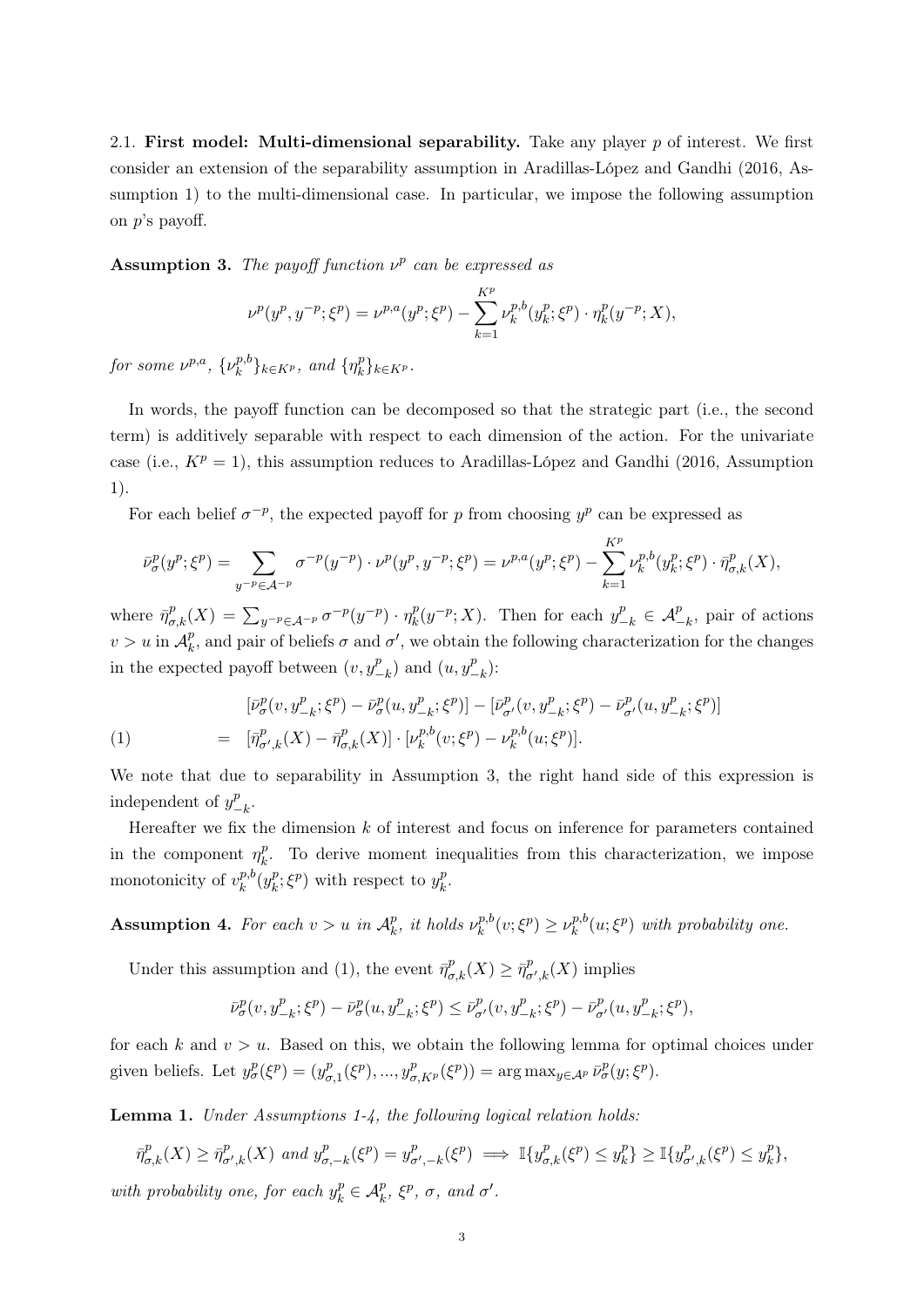2.1. **First model: Multi-dimensional separability.** Take any player $p$ of interest. We first consider an extension of the separability assumption in Aradillas-López and Gandhi (2016, Assumption 1) to the multi-dimensional case. In particular, we impose the following assumption on $p$'s payoff.

**Assumption 3.** *The payoff function $\nu^p$ can be expressed as*

$$\nu^p(y^p, y^{-p}; \xi^p) = \nu^{p,a}(y^p; \xi^p) - \sum_{k=1}^{K^p} \nu_k^{p,b}(y_k^p; \xi^p) \cdot \eta_k^p(y^{-p}; X),$$

*for some $\nu^{p,a}$, $\{\nu_k^{p,b}\}_{k \in K^p}$, and $\{\eta_k^p\}_{k \in K^p}$.*

In words, the payoff function can be decomposed so that the strategic part (i.e., the second term) is additively separable with respect to each dimension of the action. For the univariate case (i.e., $K^p = 1$), this assumption reduces to Aradillas-López and Gandhi (2016, Assumption 1).

For each belief $\sigma^{-p}$, the expected payoff for $p$ from choosing $y^p$ can be expressed as

$$\bar{\nu}_\sigma^p(y^p; \xi^p) = \sum_{y^{-p} \in \mathcal{A}^{-p}} \sigma^{-p}(y^{-p}) \cdot \nu^p(y^p, y^{-p}; \xi^p) = \nu^{p,a}(y^p; \xi^p) - \sum_{k=1}^{K^p} \nu_k^{p,b}(y_k^p; \xi^p) \cdot \bar{\eta}_{\sigma,k}^p(X),$$

where $\bar{\eta}_{\sigma,k}^p(X) = \sum_{y^{-p} \in \mathcal{A}^{-p}} \sigma^{-p}(y^{-p}) \cdot \eta_k^p(y^{-p}; X)$. Then for each $y_{-k}^p \in \mathcal{A}_{-k}^p$, pair of actions $v > u$ in $\mathcal{A}_k^p$, and pair of beliefs $\sigma$ and $\sigma'$, we obtain the following characterization for the changes in the expected payoff between $(v, y_{-k}^p)$ and $(u, y_{-k}^p)$:

$$\begin{aligned}
&[\bar{\nu}_\sigma^p(v, y_{-k}^p; \xi^p) - \bar{\nu}_\sigma^p(u, y_{-k}^p; \xi^p)] - [\bar{\nu}_{\sigma'}^p(v, y_{-k}^p; \xi^p) - \bar{\nu}_{\sigma'}^p(u, y_{-k}^p; \xi^p)] \\
&= [\bar{\eta}_{\sigma',k}^p(X) - \bar{\eta}_{\sigma,k}^p(X)] \cdot [\nu_k^{p,b}(v; \xi^p) - \nu_k^{p,b}(u; \xi^p)]. \qquad (1)
\end{aligned}$$

We note that due to separability in Assumption 3, the right hand side of this expression is independent of $y_{-k}^p$.

Hereafter we fix the dimension $k$ of interest and focus on inference for parameters contained in the component $\eta_k^p$. To derive moment inequalities from this characterization, we impose monotonicity of $v_k^{p,b}(y_k^p; \xi^p)$ with respect to $y_k^p$.

**Assumption 4.** *For each $v > u$ in $\mathcal{A}_k^p$, it holds $\nu_k^{p,b}(v; \xi^p) \geq \nu_k^{p,b}(u; \xi^p)$ with probability one.*

Under this assumption and (1), the event $\bar{\eta}_{\sigma,k}^p(X) \geq \bar{\eta}_{\sigma',k}^p(X)$ implies

$$\bar{\nu}_\sigma^p(v, y_{-k}^p; \xi^p) - \bar{\nu}_\sigma^p(u, y_{-k}^p; \xi^p) \leq \bar{\nu}_{\sigma'}^p(v, y_{-k}^p; \xi^p) - \bar{\nu}_{\sigma'}^p(u, y_{-k}^p; \xi^p),$$

for each $k$ and $v > u$. Based on this, we obtain the following lemma for optimal choices under given beliefs. Let $y_\sigma^p(\xi^p) = (y_{\sigma,1}^p(\xi^p), ..., y_{\sigma,K^p}^p(\xi^p)) = \arg\max_{y \in \mathcal{A}^p} \bar{\nu}_\sigma^p(y; \xi^p)$.

**Lemma 1.** *Under Assumptions 1-4, the following logical relation holds:*

$$\bar{\eta}_{\sigma,k}^p(X) \geq \bar{\eta}_{\sigma',k}^p(X) \text{ and } y_{\sigma,-k}^p(\xi^p) = y_{\sigma',-k}^p(\xi^p) \implies \mathbb{I}\{y_{\sigma,k}^p(\xi^p) \leq y_k^p\} \geq \mathbb{I}\{y_{\sigma',k}^p(\xi^p) \leq y_k^p\},$$

*with probability one, for each $y_k^p \in \mathcal{A}_k^p$, $\xi^p$, $\sigma$, and $\sigma'$.*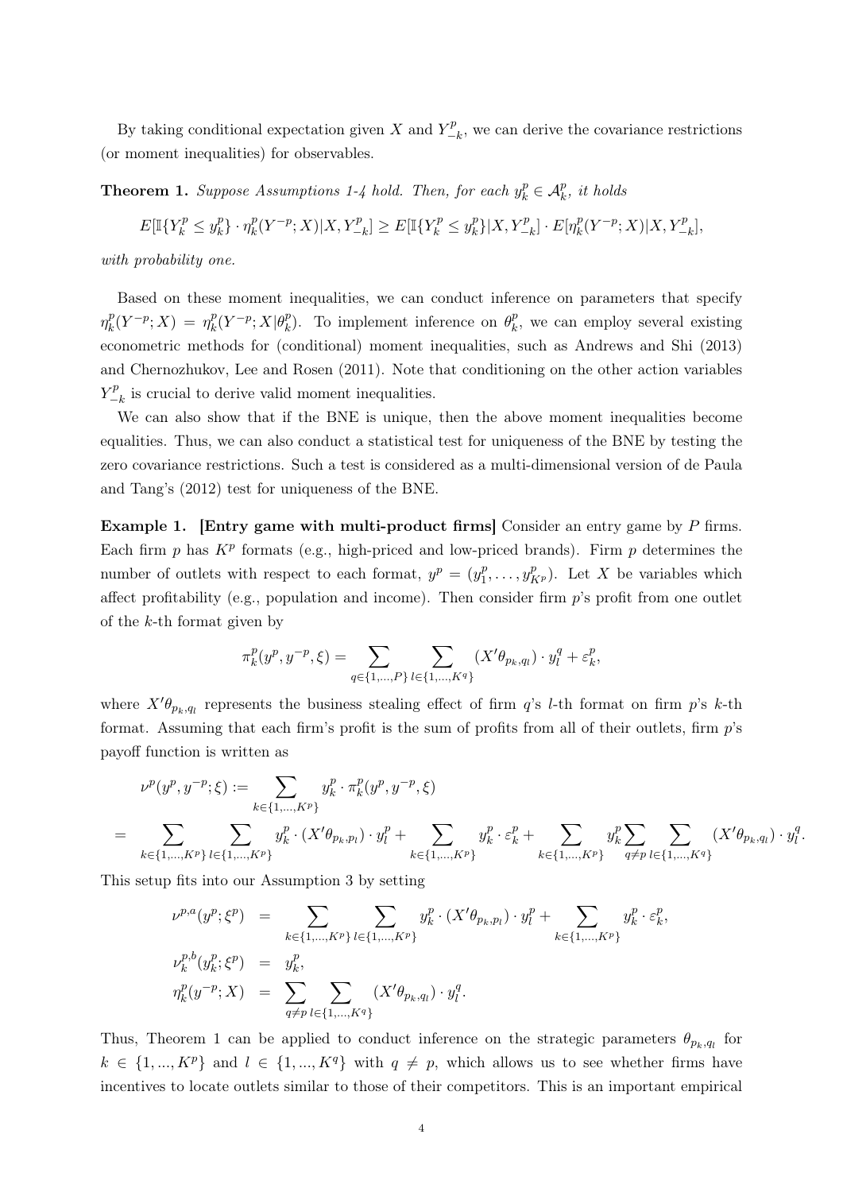By taking conditional expectation given $X$ and $Y^p_{-k}$, we can derive the covariance restrictions (or moment inequalities) for observables.

**Theorem 1.** *Suppose Assumptions 1-4 hold. Then, for each $y^p_k \in \mathcal{A}^p_k$, it holds*

$$E[\mathbb{I}\{Y^p_k \leq y^p_k\} \cdot \eta^p_k(Y^{-p};X)|X, Y^p_{-k}] \geq E[\mathbb{I}\{Y^p_k \leq y^p_k\}|X, Y^p_{-k}] \cdot E[\eta^p_k(Y^{-p};X)|X, Y^p_{-k}],$$

*with probability one.*

Based on these moment inequalities, we can conduct inference on parameters that specify $\eta^p_k(Y^{-p};X) = \eta^p_k(Y^{-p};X|\theta^p_k)$. To implement inference on $\theta^p_k$, we can employ several existing econometric methods for (conditional) moment inequalities, such as Andrews and Shi (2013) and Chernozhukov, Lee and Rosen (2011). Note that conditioning on the other action variables $Y^p_{-k}$ is crucial to derive valid moment inequalities.

We can also show that if the BNE is unique, then the above moment inequalities become equalities. Thus, we can also conduct a statistical test for uniqueness of the BNE by testing the zero covariance restrictions. Such a test is considered as a multi-dimensional version of de Paula and Tang's (2012) test for uniqueness of the BNE.

**Example 1. [Entry game with multi-product firms]** Consider an entry game by $P$ firms. Each firm $p$ has $K^p$ formats (e.g., high-priced and low-priced brands). Firm $p$ determines the number of outlets with respect to each format, $y^p = (y^p_1, \ldots, y^p_{K^p})$. Let $X$ be variables which affect profitability (e.g., population and income). Then consider firm $p$'s profit from one outlet of the $k$-th format given by

$$\pi^p_k(y^p, y^{-p}, \xi) = \sum_{q\in\{1,\ldots,P\}} \sum_{l\in\{1,\ldots,K^q\}} (X'\theta_{p_k,q_l}) \cdot y^q_l + \varepsilon^p_k,$$

where $X'\theta_{p_k,q_l}$ represents the business stealing effect of firm $q$'s $l$-th format on firm $p$'s $k$-th format. Assuming that each firm's profit is the sum of profits from all of their outlets, firm $p$'s payoff function is written as

$$\begin{aligned}
&\nu^p(y^p, y^{-p};\xi) := \sum_{k\in\{1,\ldots,K^p\}} y^p_k \cdot \pi^p_k(y^p, y^{-p}, \xi) \\
= &\sum_{k\in\{1,\ldots,K^p\}} \sum_{l\in\{1,\ldots,K^p\}} y^p_k \cdot (X'\theta_{p_k,p_l}) \cdot y^p_l + \sum_{k\in\{1,\ldots,K^p\}} y^p_k \cdot \varepsilon^p_k + \sum_{k\in\{1,\ldots,K^p\}} y^p_k \sum_{q\neq p} \sum_{l\in\{1,\ldots,K^q\}} (X'\theta_{p_k,q_l}) \cdot y^q_l.
\end{aligned}$$

This setup fits into our Assumption 3 by setting

$$\begin{aligned}
\nu^{p,a}(y^p;\xi^p) &= \sum_{k\in\{1,\ldots,K^p\}} \sum_{l\in\{1,\ldots,K^p\}} y^p_k \cdot (X'\theta_{p_k,p_l}) \cdot y^p_l + \sum_{k\in\{1,\ldots,K^p\}} y^p_k \cdot \varepsilon^p_k, \\
\nu^{p,b}_k(y^p_k;\xi^p) &= y^p_k, \\
\eta^p_k(y^{-p};X) &= \sum_{q\neq p} \sum_{l\in\{1,\ldots,K^q\}} (X'\theta_{p_k,q_l}) \cdot y^q_l.
\end{aligned}$$

Thus, Theorem 1 can be applied to conduct inference on the strategic parameters $\theta_{p_k,q_l}$ for $k \in \{1, ..., K^p\}$ and $l \in \{1, ..., K^q\}$ with $q \neq p$, which allows us to see whether firms have incentives to locate outlets similar to those of their competitors. This is an important empirical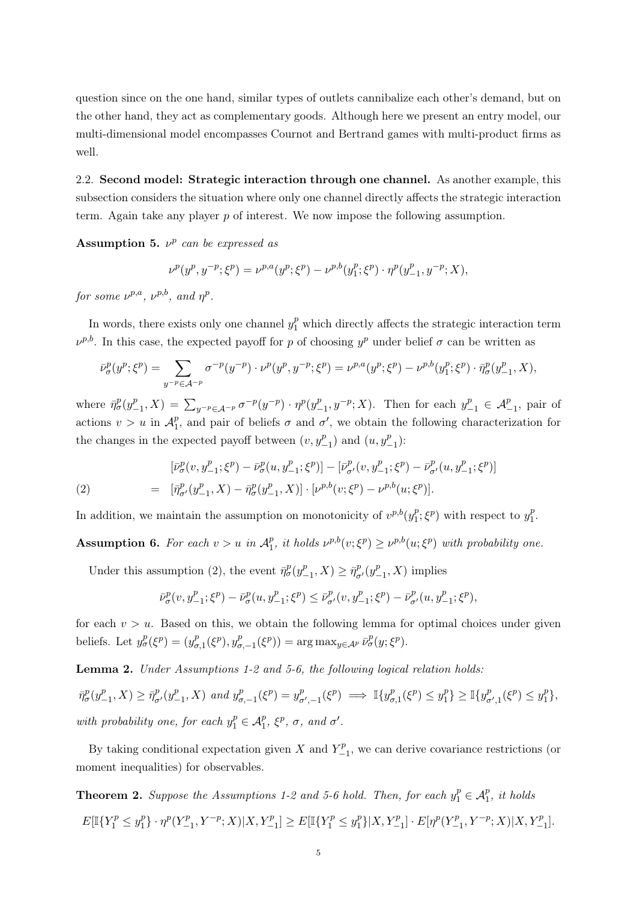question since on the one hand, similar types of outlets cannibalize each other's demand, but on the other hand, they act as complementary goods. Although here we present an entry model, our multi-dimensional model encompasses Cournot and Bertrand games with multi-product firms as well.

**2.2. Second model: Strategic interaction through one channel.** As another example, this subsection considers the situation where only one channel directly affects the strategic interaction term. Again take any player $p$ of interest. We now impose the following assumption.

**Assumption 5.** *$\nu^p$ can be expressed as*

$$\nu^p(y^p, y^{-p}; \xi^p) = \nu^{p,a}(y^p; \xi^p) - \nu^{p,b}(y^p_1; \xi^p) \cdot \eta^p(y^p_{-1}, y^{-p}; X),$$

*for some $\nu^{p,a}$, $\nu^{p,b}$, and $\eta^p$.*

In words, there exists only one channel $y^p_1$ which directly affects the strategic interaction term $\nu^{p,b}$. In this case, the expected payoff for $p$ of choosing $y^p$ under belief $\sigma$ can be written as

$$\bar{\nu}^p_\sigma(y^p; \xi^p) = \sum_{y^{-p} \in \mathcal{A}^{-p}} \sigma^{-p}(y^{-p}) \cdot \nu^p(y^p, y^{-p}; \xi^p) = \nu^{p,a}(y^p; \xi^p) - \nu^{p,b}(y^p_1; \xi^p) \cdot \bar{\eta}^p_\sigma(y^p_{-1}, X),$$

where $\bar{\eta}^p_\sigma(y^p_{-1}, X) = \sum_{y^{-p} \in \mathcal{A}^{-p}} \sigma^{-p}(y^{-p}) \cdot \eta^p(y^p_{-1}, y^{-p}; X)$. Then for each $y^p_{-1} \in \mathcal{A}^p_{-1}$, pair of actions $v > u$ in $\mathcal{A}^p_1$, and pair of beliefs $\sigma$ and $\sigma'$, we obtain the following characterization for the changes in the expected payoff between $(v, y^p_{-1})$ and $(u, y^p_{-1})$:

$$\begin{aligned}
& [\bar{\nu}^p_\sigma(v, y^p_{-1}; \xi^p) - \bar{\nu}^p_\sigma(u, y^p_{-1}; \xi^p)] - [\bar{\nu}^p_{\sigma'}(v, y^p_{-1}; \xi^p) - \bar{\nu}^p_{\sigma'}(u, y^p_{-1}; \xi^p)] \\
= \; & [\bar{\eta}^p_{\sigma'}(y^p_{-1}, X) - \bar{\eta}^p_\sigma(y^p_{-1}, X)] \cdot [\nu^{p,b}(v; \xi^p) - \nu^{p,b}(u; \xi^p)].
\end{aligned} \tag{2}$$

In addition, we maintain the assumption on monotonicity of $v^{p,b}(y^p_1; \xi^p)$ with respect to $y^p_1$.

**Assumption 6.** *For each $v > u$ in $\mathcal{A}^p_1$, it holds $\nu^{p,b}(v; \xi^p) \geq \nu^{p,b}(u; \xi^p)$ with probability one.*

Under this assumption (2), the event $\bar{\eta}^p_\sigma(y^p_{-1}, X) \geq \bar{\eta}^p_{\sigma'}(y^p_{-1}, X)$ implies

$$\bar{\nu}^p_\sigma(v, y^p_{-1}; \xi^p) - \bar{\nu}^p_\sigma(u, y^p_{-1}; \xi^p) \leq \bar{\nu}^p_{\sigma'}(v, y^p_{-1}; \xi^p) - \bar{\nu}^p_{\sigma'}(u, y^p_{-1}; \xi^p),$$

for each $v > u$. Based on this, we obtain the following lemma for optimal choices under given beliefs. Let $y^p_\sigma(\xi^p) = (y^p_{\sigma,1}(\xi^p), y^p_{\sigma,-1}(\xi^p)) = \arg\max_{y \in \mathcal{A}^p} \bar{\nu}^p_\sigma(y; \xi^p)$.

**Lemma 2.** *Under Assumptions 1-2 and 5-6, the following logical relation holds:*

$$\bar{\eta}^p_\sigma(y^p_{-1}, X) \geq \bar{\eta}^p_{\sigma'}(y^p_{-1}, X) \text{ and } y^p_{\sigma,-1}(\xi^p) = y^p_{\sigma',-1}(\xi^p) \implies \mathbb{I}\{y^p_{\sigma,1}(\xi^p) \leq y^p_1\} \geq \mathbb{I}\{y^p_{\sigma',1}(\xi^p) \leq y^p_1\},$$

*with probability one, for each $y^p_1 \in \mathcal{A}^p_1$, $\xi^p$, $\sigma$, and $\sigma'$.*

By taking conditional expectation given $X$ and $Y^p_{-1}$, we can derive covariance restrictions (or moment inequalities) for observables.

**Theorem 2.** *Suppose the Assumptions 1-2 and 5-6 hold. Then, for each $y^p_1 \in \mathcal{A}^p_1$, it holds*

$$E[\mathbb{I}\{Y^p_1 \leq y^p_1\} \cdot \eta^p(Y^p_{-1}, Y^{-p}; X) | X, Y^p_{-1}] \geq E[\mathbb{I}\{Y^p_1 \leq y^p_1\} | X, Y^p_{-1}] \cdot E[\eta^p(Y^p_{-1}, Y^{-p}; X) | X, Y^p_{-1}].$$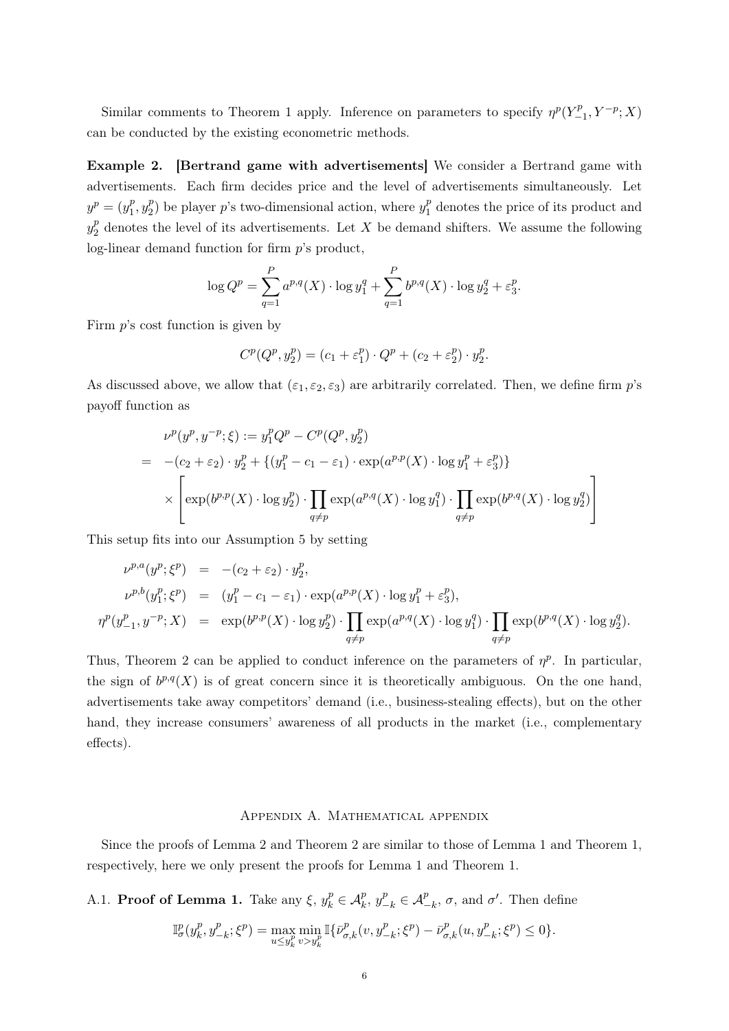Similar comments to Theorem 1 apply. Inference on parameters to specify $\eta^p(Y^p_{-1}, Y^{-p}; X)$ can be conducted by the existing econometric methods.

**Example 2. [Bertrand game with advertisements]** We consider a Bertrand game with advertisements. Each firm decides price and the level of advertisements simultaneously. Let $y^p = (y^p_1, y^p_2)$ be player $p$'s two-dimensional action, where $y^p_1$ denotes the price of its product and $y^p_2$ denotes the level of its advertisements. Let $X$ be demand shifters. We assume the following log-linear demand function for firm $p$'s product,

$$\log Q^p = \sum_{q=1}^{P} a^{p,q}(X) \cdot \log y^q_1 + \sum_{q=1}^{P} b^{p,q}(X) \cdot \log y^q_2 + \varepsilon^p_3.$$

Firm $p$'s cost function is given by

$$C^p(Q^p, y^p_2) = (c_1 + \varepsilon^p_1) \cdot Q^p + (c_2 + \varepsilon^p_2) \cdot y^p_2.$$

As discussed above, we allow that $(\varepsilon_1, \varepsilon_2, \varepsilon_3)$ are arbitrarily correlated. Then, we define firm $p$'s payoff function as

$$\begin{aligned}
& \nu^p(y^p, y^{-p}; \xi) := y^p_1 Q^p - C^p(Q^p, y^p_2) \\
= \;& -(c_2 + \varepsilon_2) \cdot y^p_2 + \{(y^p_1 - c_1 - \varepsilon_1) \cdot \exp(a^{p,p}(X) \cdot \log y^p_1 + \varepsilon^p_3)\} \\
& \times \left[ \exp(b^{p,p}(X) \cdot \log y^p_2) \cdot \prod_{q \neq p} \exp(a^{p,q}(X) \cdot \log y^q_1) \cdot \prod_{q \neq p} \exp(b^{p,q}(X) \cdot \log y^q_2) \right]
\end{aligned}$$

This setup fits into our Assumption 5 by setting

$$\begin{aligned}
\nu^{p,a}(y^p; \xi^p) &= -(c_2 + \varepsilon_2) \cdot y^p_2, \\
\nu^{p,b}(y^p_1; \xi^p) &= (y^p_1 - c_1 - \varepsilon_1) \cdot \exp(a^{p,p}(X) \cdot \log y^p_1 + \varepsilon^p_3), \\
\eta^p(y^p_{-1}, y^{-p}; X) &= \exp(b^{p,p}(X) \cdot \log y^p_2) \cdot \prod_{q \neq p} \exp(a^{p,q}(X) \cdot \log y^q_1) \cdot \prod_{q \neq p} \exp(b^{p,q}(X) \cdot \log y^q_2).
\end{aligned}$$

Thus, Theorem 2 can be applied to conduct inference on the parameters of $\eta^p$. In particular, the sign of $b^{p,q}(X)$ is of great concern since it is theoretically ambiguous. On the one hand, advertisements take away competitors' demand (i.e., business-stealing effects), but on the other hand, they increase consumers' awareness of all products in the market (i.e., complementary effects).

## Appendix A. Mathematical appendix

Since the proofs of Lemma 2 and Theorem 2 are similar to those of Lemma 1 and Theorem 1, respectively, here we only present the proofs for Lemma 1 and Theorem 1.

A.1. **Proof of Lemma 1.** Take any $\xi$, $y^p_k \in \mathcal{A}^p_k$, $y^p_{-k} \in \mathcal{A}^p_{-k}$, $\sigma$, and $\sigma'$. Then define

$$\mathbb{I}^p_\sigma(y^p_k, y^p_{-k}; \xi^p) = \max_{u \leq y^p_k} \min_{v > y^p_k} \mathbb{I}\{\bar{\nu}^p_{\sigma,k}(v, y^p_{-k}; \xi^p) - \bar{\nu}^p_{\sigma,k}(u, y^p_{-k}; \xi^p) \leq 0\}.$$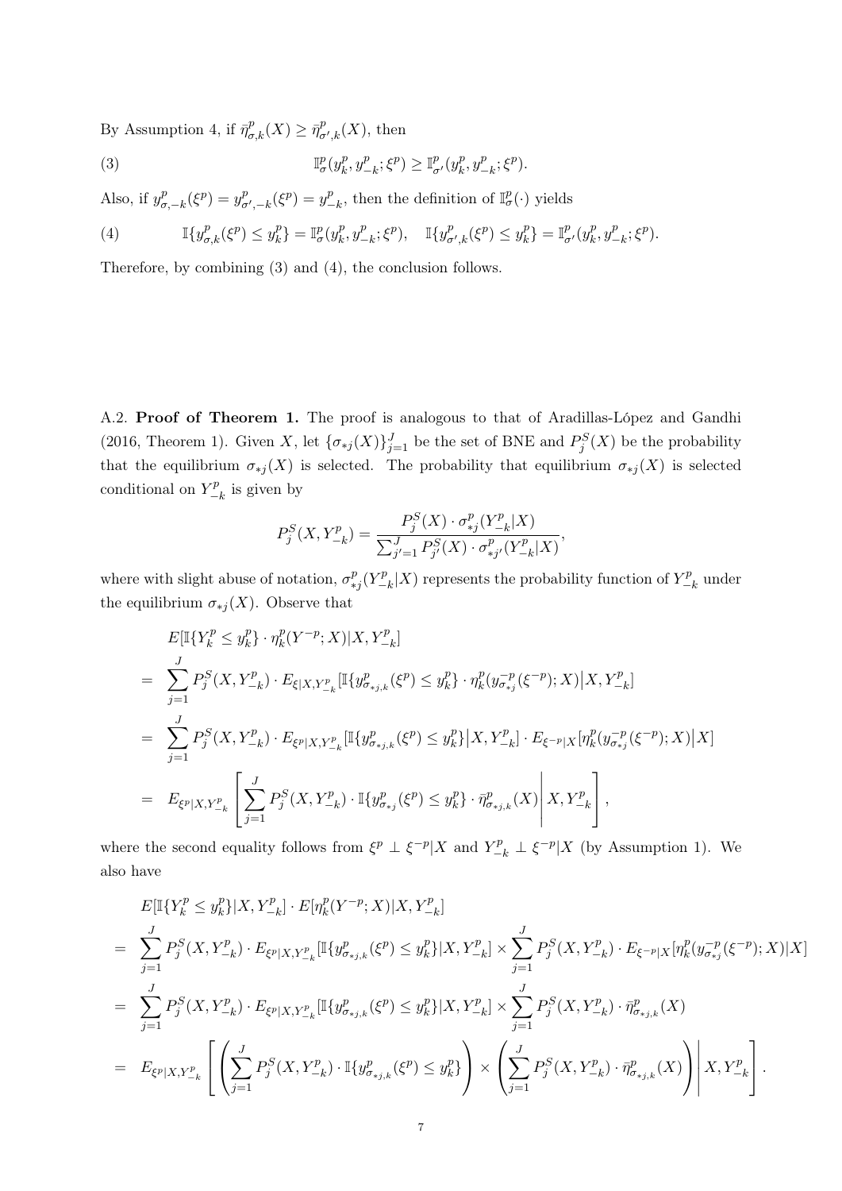By Assumption 4, if $\bar{\eta}^p_{\sigma,k}(X) \geq \bar{\eta}^p_{\sigma',k}(X)$, then

$$\mathbb{I}^p_\sigma(y^p_k, y^p_{-k}; \xi^p) \geq \mathbb{I}^p_{\sigma'}(y^p_k, y^p_{-k}; \xi^p). \tag{3}$$

Also, if $y^p_{\sigma,-k}(\xi^p) = y^p_{\sigma',-k}(\xi^p) = y^p_{-k}$, then the definition of $\mathbb{I}^p_\sigma(\cdot)$ yields

$$\mathbb{I}\{y^p_{\sigma,k}(\xi^p) \leq y^p_k\} = \mathbb{I}^p_\sigma(y^p_k, y^p_{-k}; \xi^p), \quad \mathbb{I}\{y^p_{\sigma',k}(\xi^p) \leq y^p_k\} = \mathbb{I}^p_{\sigma'}(y^p_k, y^p_{-k}; \xi^p). \tag{4}$$

Therefore, by combining (3) and (4), the conclusion follows.

A.2. **Proof of Theorem 1.** The proof is analogous to that of Aradillas-López and Gandhi (2016, Theorem 1). Given $X$, let $\{\sigma_{*j}(X)\}_{j=1}^J$ be the set of BNE and $P^S_j(X)$ be the probability that the equilibrium $\sigma_{*j}(X)$ is selected. The probability that equilibrium $\sigma_{*j}(X)$ is selected conditional on $Y^p_{-k}$ is given by

$$P^S_j(X, Y^p_{-k}) = \frac{P^S_j(X) \cdot \sigma^p_{*j}(Y^p_{-k}|X)}{\sum_{j'=1}^J P^S_{j'}(X) \cdot \sigma^p_{*j'}(Y^p_{-k}|X)},$$

where with slight abuse of notation, $\sigma^p_{*j}(Y^p_{-k}|X)$ represents the probability function of $Y^p_{-k}$ under the equilibrium $\sigma_{*j}(X)$. Observe that

$$\begin{aligned}
& E[\mathbb{I}\{Y^p_k \leq y^p_k\} \cdot \eta^p_k(Y^{-p}; X)|X, Y^p_{-k}] \\
= & \sum_{j=1}^J P^S_j(X, Y^p_{-k}) \cdot E_{\xi|X,Y^p_{-k}}[\mathbb{I}\{y^p_{\sigma_{*j},k}(\xi^p) \leq y^p_k\} \cdot \eta^p_k(y^{-p}_{\sigma_{*j}}(\xi^{-p}); X)\big|X, Y^p_{-k}] \\
= & \sum_{j=1}^J P^S_j(X, Y^p_{-k}) \cdot E_{\xi^p|X,Y^p_{-k}}[\mathbb{I}\{y^p_{\sigma_{*j},k}(\xi^p) \leq y^p_k\}\big|X, Y^p_{-k}] \cdot E_{\xi^{-p}|X}[\eta^p_k(y^{-p}_{\sigma_{*j}}(\xi^{-p}); X)\big|X] \\
= & E_{\xi^p|X,Y^p_{-k}}\left[\sum_{j=1}^J P^S_j(X, Y^p_{-k}) \cdot \mathbb{I}\{y^p_{\sigma_{*j}}(\xi^p) \leq y^p_k\} \cdot \bar{\eta}^p_{\sigma_{*j},k}(X)\middle| X, Y^p_{-k}\right],
\end{aligned}$$

where the second equality follows from $\xi^p \perp \xi^{-p}|X$ and $Y^p_{-k} \perp \xi^{-p}|X$ (by Assumption 1). We also have

$$\begin{aligned}
& E[\mathbb{I}\{Y^p_k \leq y^p_k\}|X, Y^p_{-k}] \cdot E[\eta^p_k(Y^{-p}; X)|X, Y^p_{-k}] \\
= & \sum_{j=1}^J P^S_j(X, Y^p_{-k}) \cdot E_{\xi^p|X,Y^p_{-k}}[\mathbb{I}\{y^p_{\sigma_{*j},k}(\xi^p) \leq y^p_k\}|X, Y^p_{-k}] \times \sum_{j=1}^J P^S_j(X, Y^p_{-k}) \cdot E_{\xi^{-p}|X}[\eta^p_k(y^{-p}_{\sigma_{*j}}(\xi^{-p}); X)|X] \\
= & \sum_{j=1}^J P^S_j(X, Y^p_{-k}) \cdot E_{\xi^p|X,Y^p_{-k}}[\mathbb{I}\{y^p_{\sigma_{*j},k}(\xi^p) \leq y^p_k\}|X, Y^p_{-k}] \times \sum_{j=1}^J P^S_j(X, Y^p_{-k}) \cdot \bar{\eta}^p_{\sigma_{*j},k}(X) \\
= & E_{\xi^p|X,Y^p_{-k}}\left[\left(\sum_{j=1}^J P^S_j(X, Y^p_{-k}) \cdot \mathbb{I}\{y^p_{\sigma_{*j},k}(\xi^p) \leq y^p_k\}\right) \times \left(\sum_{j=1}^J P^S_j(X, Y^p_{-k}) \cdot \bar{\eta}^p_{\sigma_{*j},k}(X)\right)\middle| X, Y^p_{-k}\right].
\end{aligned}$$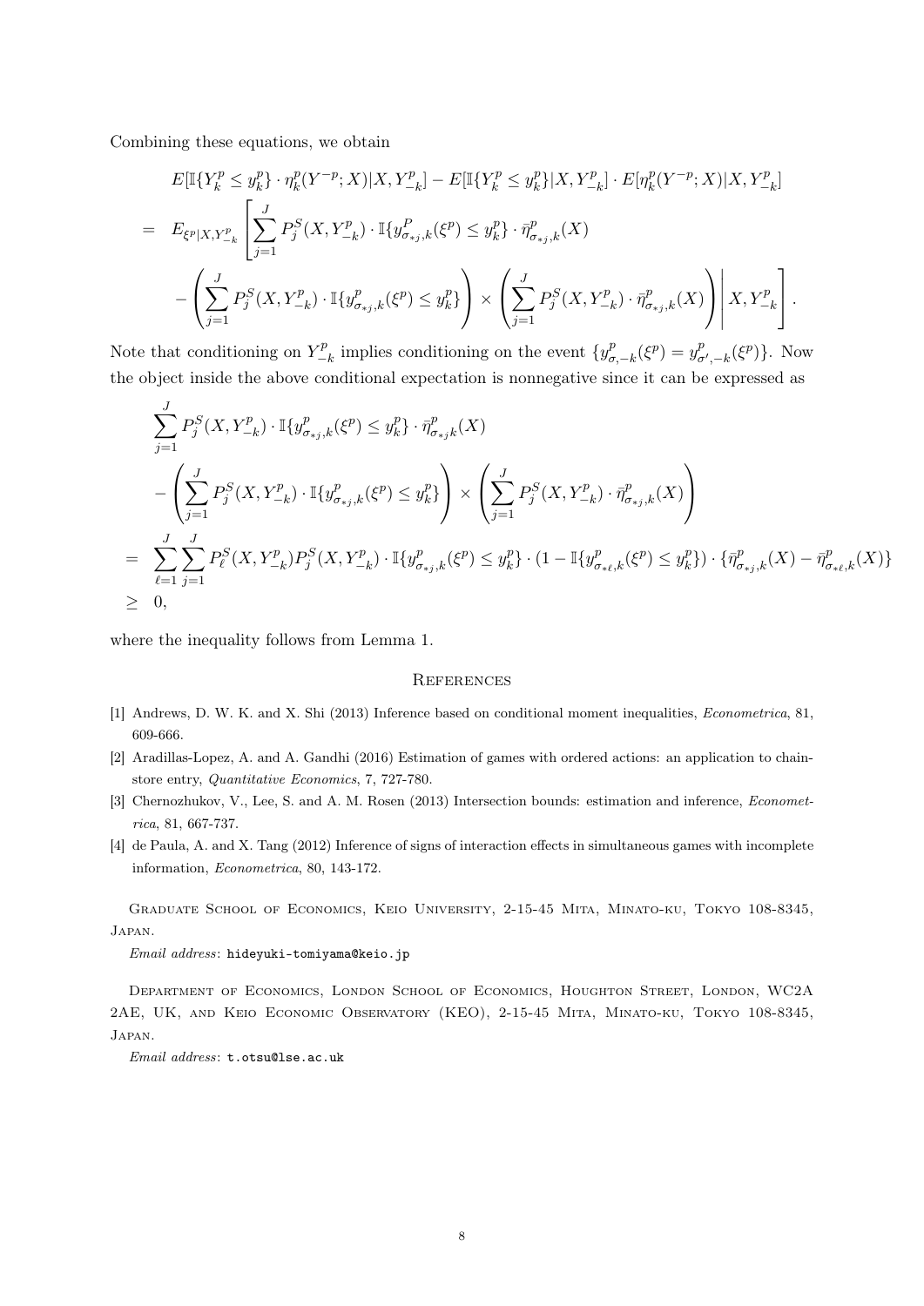Combining these equations, we obtain

$$
\begin{aligned}
& E[\mathbb{I}\{Y_k^p \leq y_k^p\} \cdot \eta_k^p(Y^{-p}; X) | X, Y_{-k}^p] - E[\mathbb{I}\{Y_k^p \leq y_k^p\} | X, Y_{-k}^p] \cdot E[\eta_k^p(Y^{-p}; X) | X, Y_{-k}^p] \\
= \; & E_{\xi^p | X, Y_{-k}^p} \left[ \sum_{j=1}^J P_j^S(X, Y_{-k}^p) \cdot \mathbb{I}\{y_{\sigma_{*j},k}^P(\xi^p) \leq y_k^p\} \cdot \bar{\eta}_{\sigma_{*j},k}^p(X) \right. \\
& \left. - \left( \sum_{j=1}^J P_j^S(X, Y_{-k}^p) \cdot \mathbb{I}\{y_{\sigma_{*j},k}^p(\xi^p) \leq y_k^p\} \right) \times \left( \sum_{j=1}^J P_j^S(X, Y_{-k}^p) \cdot \bar{\eta}_{\sigma_{*j},k}^p(X) \right) \right| X, Y_{-k}^p \Bigg].
\end{aligned}
$$

Note that conditioning on $Y_{-k}^p$ implies conditioning on the event $\{y_{\sigma,-k}^p(\xi^p) = y_{\sigma',-k}^p(\xi^p)\}$. Now the object inside the above conditional expectation is nonnegative since it can be expressed as

$$
\begin{aligned}
& \sum_{j=1}^J P_j^S(X, Y_{-k}^p) \cdot \mathbb{I}\{y_{\sigma_{*j},k}^p(\xi^p) \leq y_k^p\} \cdot \bar{\eta}_{\sigma_{*j}k}^p(X) \\
& - \left( \sum_{j=1}^J P_j^S(X, Y_{-k}^p) \cdot \mathbb{I}\{y_{\sigma_{*j},k}^p(\xi^p) \leq y_k^p\} \right) \times \left( \sum_{j=1}^J P_j^S(X, Y_{-k}^p) \cdot \bar{\eta}_{\sigma_{*j},k}^p(X) \right) \\
= \; & \sum_{\ell=1}^J \sum_{j=1}^J P_\ell^S(X, Y_{-k}^p) P_j^S(X, Y_{-k}^p) \cdot \mathbb{I}\{y_{\sigma_{*j},k}^p(\xi^p) \leq y_k^p\} \cdot (1 - \mathbb{I}\{y_{\sigma_{*\ell},k}^p(\xi^p) \leq y_k^p\}) \cdot \{\bar{\eta}_{\sigma_{*j},k}^p(X) - \bar{\eta}_{\sigma_{*\ell},k}^p(X)\} \\
\geq \; & 0,
\end{aligned}
$$

where the inequality follows from Lemma 1.

## References

[1] Andrews, D. W. K. and X. Shi (2013) Inference based on conditional moment inequalities, *Econometrica*, 81, 609-666.

[2] Aradillas-Lopez, A. and A. Gandhi (2016) Estimation of games with ordered actions: an application to chain-store entry, *Quantitative Economics*, 7, 727-780.

[3] Chernozhukov, V., Lee, S. and A. M. Rosen (2013) Intersection bounds: estimation and inference, *Econometrica*, 81, 667-737.

[4] de Paula, A. and X. Tang (2012) Inference of signs of interaction effects in simultaneous games with incomplete information, *Econometrica*, 80, 143-172.

Graduate School of Economics, Keio University, 2-15-45 Mita, Minato-ku, Tokyo 108-8345, Japan.

*Email address*: hideyuki-tomiyama@keio.jp

Department of Economics, London School of Economics, Houghton Street, London, WC2A 2AE, UK, and Keio Economic Observatory (KEO), 2-15-45 Mita, Minato-ku, Tokyo 108-8345, Japan.

*Email address*: t.otsu@lse.ac.uk